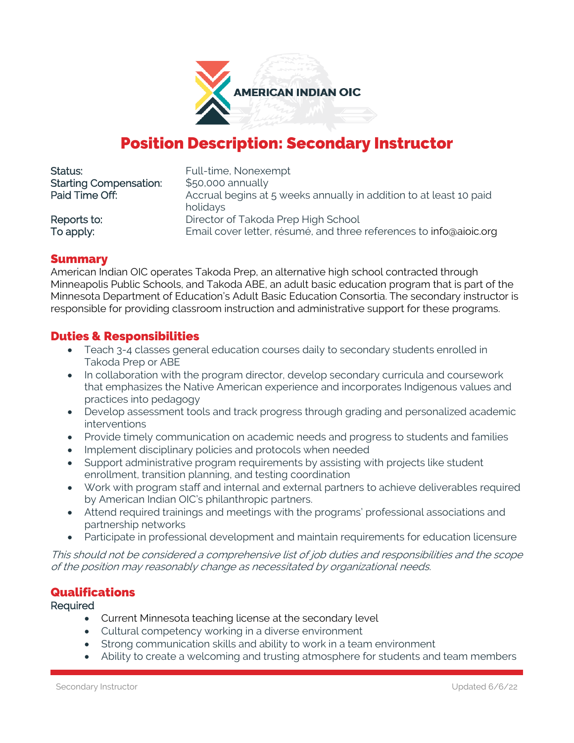AMERICAN INDIAN OIC

# Position Description: Secondary Instructor

| | |
|---|---|
| Status: | Full-time, Nonexempt |
| Starting Compensation: | $50,000 annually |
| Paid Time Off: | Accrual begins at 5 weeks annually in addition to at least 10 paid holidays |
| Reports to: | Director of Takoda Prep High School |
| To apply: | Email cover letter, résumé, and three references to info@aioic.org |

## Summary

American Indian OIC operates Takoda Prep, an alternative high school contracted through Minneapolis Public Schools, and Takoda ABE, an adult basic education program that is part of the Minnesota Department of Education's Adult Basic Education Consortia. The secondary instructor is responsible for providing classroom instruction and administrative support for these programs.

## Duties & Responsibilities

- Teach 3-4 classes general education courses daily to secondary students enrolled in Takoda Prep or ABE
- In collaboration with the program director, develop secondary curricula and coursework that emphasizes the Native American experience and incorporates Indigenous values and practices into pedagogy
- Develop assessment tools and track progress through grading and personalized academic interventions
- Provide timely communication on academic needs and progress to students and families
- Implement disciplinary policies and protocols when needed
- Support administrative program requirements by assisting with projects like student enrollment, transition planning, and testing coordination
- Work with program staff and internal and external partners to achieve deliverables required by American Indian OIC's philanthropic partners.
- Attend required trainings and meetings with the programs' professional associations and partnership networks
- Participate in professional development and maintain requirements for education licensure

*This should not be considered a comprehensive list of job duties and responsibilities and the scope of the position may reasonably change as necessitated by organizational needs.*

## Qualifications

Required

- Current Minnesota teaching license at the secondary level
- Cultural competency working in a diverse environment
- Strong communication skills and ability to work in a team environment
- Ability to create a welcoming and trusting atmosphere for students and team members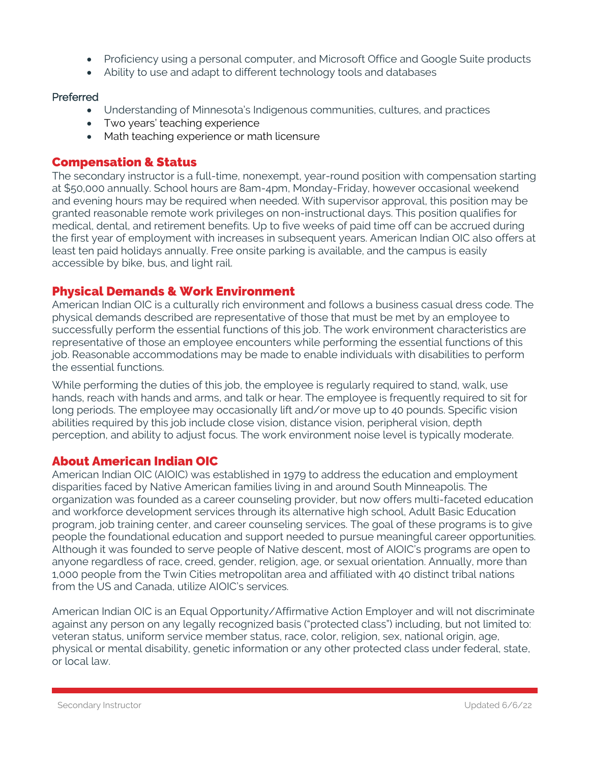- Proficiency using a personal computer, and Microsoft Office and Google Suite products
- Ability to use and adapt to different technology tools and databases

Preferred

- Understanding of Minnesota's Indigenous communities, cultures, and practices
- Two years' teaching experience
- Math teaching experience or math licensure

## Compensation & Status

The secondary instructor is a full-time, nonexempt, year-round position with compensation starting at $50,000 annually. School hours are 8am-4pm, Monday-Friday, however occasional weekend and evening hours may be required when needed. With supervisor approval, this position may be granted reasonable remote work privileges on non-instructional days. This position qualifies for medical, dental, and retirement benefits. Up to five weeks of paid time off can be accrued during the first year of employment with increases in subsequent years. American Indian OIC also offers at least ten paid holidays annually. Free onsite parking is available, and the campus is easily accessible by bike, bus, and light rail.

## Physical Demands & Work Environment

American Indian OIC is a culturally rich environment and follows a business casual dress code. The physical demands described are representative of those that must be met by an employee to successfully perform the essential functions of this job. The work environment characteristics are representative of those an employee encounters while performing the essential functions of this job. Reasonable accommodations may be made to enable individuals with disabilities to perform the essential functions.

While performing the duties of this job, the employee is regularly required to stand, walk, use hands, reach with hands and arms, and talk or hear. The employee is frequently required to sit for long periods. The employee may occasionally lift and/or move up to 40 pounds. Specific vision abilities required by this job include close vision, distance vision, peripheral vision, depth perception, and ability to adjust focus. The work environment noise level is typically moderate.

## About American Indian OIC

American Indian OIC (AIOIC) was established in 1979 to address the education and employment disparities faced by Native American families living in and around South Minneapolis. The organization was founded as a career counseling provider, but now offers multi-faceted education and workforce development services through its alternative high school, Adult Basic Education program, job training center, and career counseling services. The goal of these programs is to give people the foundational education and support needed to pursue meaningful career opportunities. Although it was founded to serve people of Native descent, most of AIOIC's programs are open to anyone regardless of race, creed, gender, religion, age, or sexual orientation. Annually, more than 1,000 people from the Twin Cities metropolitan area and affiliated with 40 distinct tribal nations from the US and Canada, utilize AIOIC's services.

American Indian OIC is an Equal Opportunity/Affirmative Action Employer and will not discriminate against any person on any legally recognized basis ("protected class") including, but not limited to: veteran status, uniform service member status, race, color, religion, sex, national origin, age, physical or mental disability, genetic information or any other protected class under federal, state, or local law.